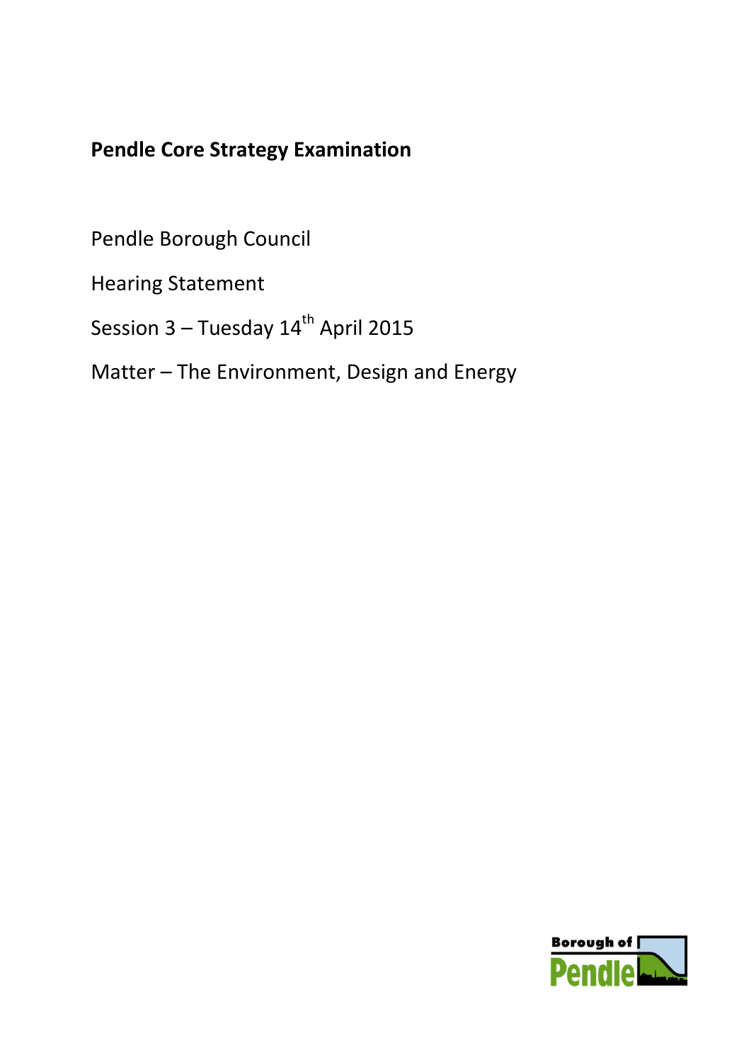# Pendle Core Strategy Examination

Pendle Borough Council

Hearing Statement

Session 3 – Tuesday 14th April 2015

Matter – The Environment, Design and Energy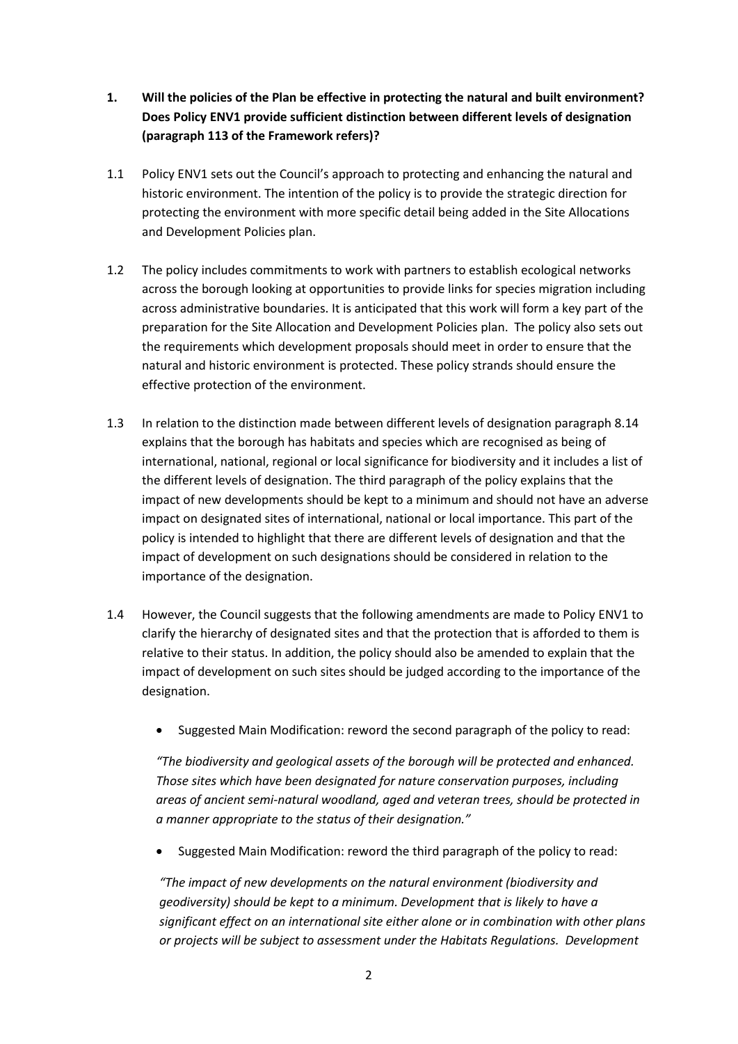**1. Will the policies of the Plan be effective in protecting the natural and built environment? Does Policy ENV1 provide sufficient distinction between different levels of designation (paragraph 113 of the Framework refers)?**

1.1 Policy ENV1 sets out the Council's approach to protecting and enhancing the natural and historic environment. The intention of the policy is to provide the strategic direction for protecting the environment with more specific detail being added in the Site Allocations and Development Policies plan.

1.2 The policy includes commitments to work with partners to establish ecological networks across the borough looking at opportunities to provide links for species migration including across administrative boundaries. It is anticipated that this work will form a key part of the preparation for the Site Allocation and Development Policies plan. The policy also sets out the requirements which development proposals should meet in order to ensure that the natural and historic environment is protected. These policy strands should ensure the effective protection of the environment.

1.3 In relation to the distinction made between different levels of designation paragraph 8.14 explains that the borough has habitats and species which are recognised as being of international, national, regional or local significance for biodiversity and it includes a list of the different levels of designation. The third paragraph of the policy explains that the impact of new developments should be kept to a minimum and should not have an adverse impact on designated sites of international, national or local importance. This part of the policy is intended to highlight that there are different levels of designation and that the impact of development on such designations should be considered in relation to the importance of the designation.

1.4 However, the Council suggests that the following amendments are made to Policy ENV1 to clarify the hierarchy of designated sites and that the protection that is afforded to them is relative to their status. In addition, the policy should also be amended to explain that the impact of development on such sites should be judged according to the importance of the designation.

- Suggested Main Modification: reword the second paragraph of the policy to read:

*"The biodiversity and geological assets of the borough will be protected and enhanced. Those sites which have been designated for nature conservation purposes, including areas of ancient semi-natural woodland, aged and veteran trees, should be protected in a manner appropriate to the status of their designation."*

- Suggested Main Modification: reword the third paragraph of the policy to read:

*"The impact of new developments on the natural environment (biodiversity and geodiversity) should be kept to a minimum. Development that is likely to have a significant effect on an international site either alone or in combination with other plans or projects will be subject to assessment under the Habitats Regulations. Development*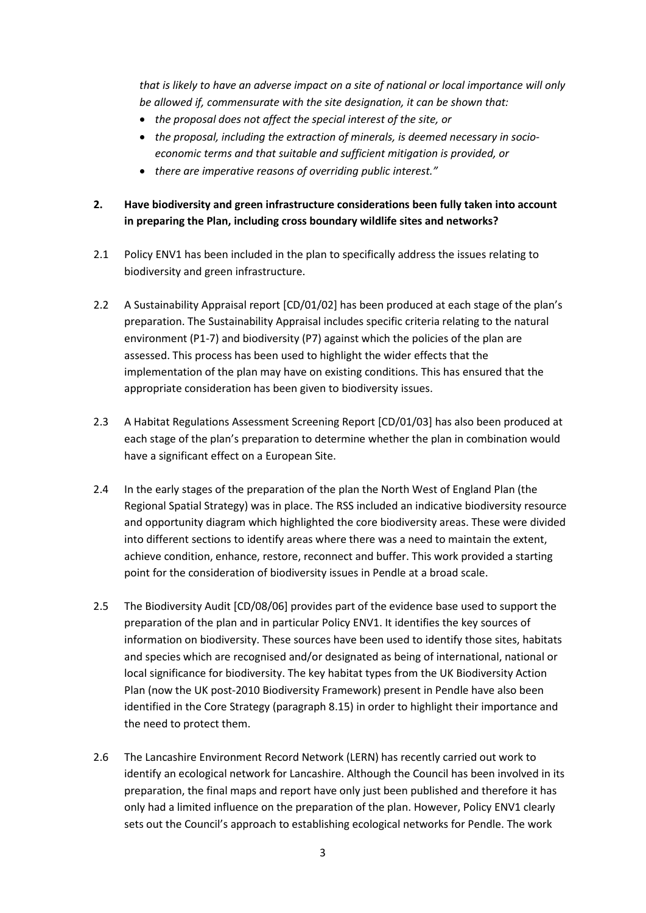*that is likely to have an adverse impact on a site of national or local importance will only be allowed if, commensurate with the site designation, it can be shown that:*

- *the proposal does not affect the special interest of the site, or*
- *the proposal, including the extraction of minerals, is deemed necessary in socio-economic terms and that suitable and sufficient mitigation is provided, or*
- *there are imperative reasons of overriding public interest."*

**2. Have biodiversity and green infrastructure considerations been fully taken into account in preparing the Plan, including cross boundary wildlife sites and networks?**

2.1 Policy ENV1 has been included in the plan to specifically address the issues relating to biodiversity and green infrastructure.

2.2 A Sustainability Appraisal report [CD/01/02] has been produced at each stage of the plan's preparation. The Sustainability Appraisal includes specific criteria relating to the natural environment (P1-7) and biodiversity (P7) against which the policies of the plan are assessed. This process has been used to highlight the wider effects that the implementation of the plan may have on existing conditions. This has ensured that the appropriate consideration has been given to biodiversity issues.

2.3 A Habitat Regulations Assessment Screening Report [CD/01/03] has also been produced at each stage of the plan's preparation to determine whether the plan in combination would have a significant effect on a European Site.

2.4 In the early stages of the preparation of the plan the North West of England Plan (the Regional Spatial Strategy) was in place. The RSS included an indicative biodiversity resource and opportunity diagram which highlighted the core biodiversity areas. These were divided into different sections to identify areas where there was a need to maintain the extent, achieve condition, enhance, restore, reconnect and buffer. This work provided a starting point for the consideration of biodiversity issues in Pendle at a broad scale.

2.5 The Biodiversity Audit [CD/08/06] provides part of the evidence base used to support the preparation of the plan and in particular Policy ENV1. It identifies the key sources of information on biodiversity. These sources have been used to identify those sites, habitats and species which are recognised and/or designated as being of international, national or local significance for biodiversity. The key habitat types from the UK Biodiversity Action Plan (now the UK post-2010 Biodiversity Framework) present in Pendle have also been identified in the Core Strategy (paragraph 8.15) in order to highlight their importance and the need to protect them.

2.6 The Lancashire Environment Record Network (LERN) has recently carried out work to identify an ecological network for Lancashire. Although the Council has been involved in its preparation, the final maps and report have only just been published and therefore it has only had a limited influence on the preparation of the plan. However, Policy ENV1 clearly sets out the Council's approach to establishing ecological networks for Pendle. The work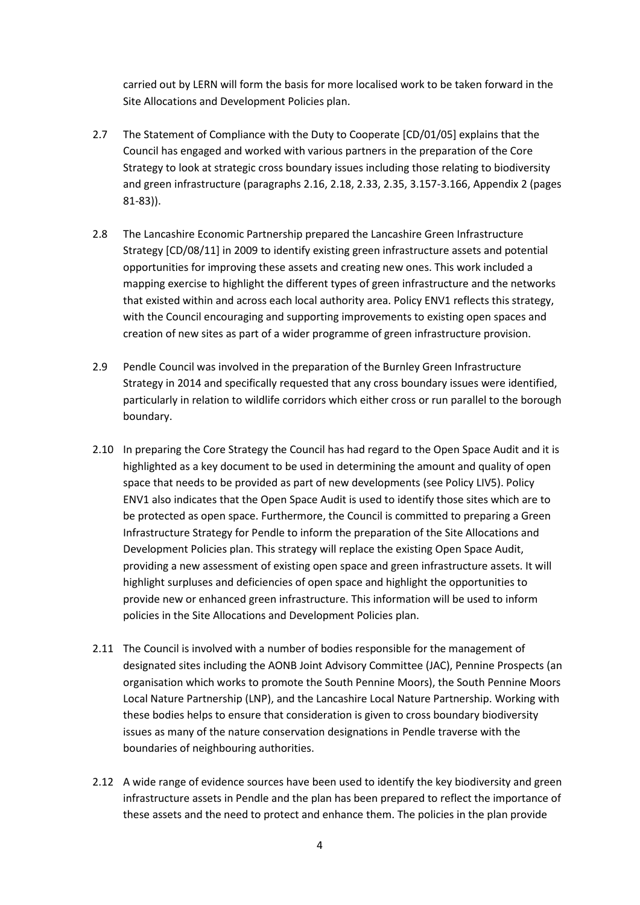carried out by LERN will form the basis for more localised work to be taken forward in the Site Allocations and Development Policies plan.

2.7 The Statement of Compliance with the Duty to Cooperate [CD/01/05] explains that the Council has engaged and worked with various partners in the preparation of the Core Strategy to look at strategic cross boundary issues including those relating to biodiversity and green infrastructure (paragraphs 2.16, 2.18, 2.33, 2.35, 3.157-3.166, Appendix 2 (pages 81-83)).

2.8 The Lancashire Economic Partnership prepared the Lancashire Green Infrastructure Strategy [CD/08/11] in 2009 to identify existing green infrastructure assets and potential opportunities for improving these assets and creating new ones. This work included a mapping exercise to highlight the different types of green infrastructure and the networks that existed within and across each local authority area. Policy ENV1 reflects this strategy, with the Council encouraging and supporting improvements to existing open spaces and creation of new sites as part of a wider programme of green infrastructure provision.

2.9 Pendle Council was involved in the preparation of the Burnley Green Infrastructure Strategy in 2014 and specifically requested that any cross boundary issues were identified, particularly in relation to wildlife corridors which either cross or run parallel to the borough boundary.

2.10 In preparing the Core Strategy the Council has had regard to the Open Space Audit and it is highlighted as a key document to be used in determining the amount and quality of open space that needs to be provided as part of new developments (see Policy LIV5). Policy ENV1 also indicates that the Open Space Audit is used to identify those sites which are to be protected as open space. Furthermore, the Council is committed to preparing a Green Infrastructure Strategy for Pendle to inform the preparation of the Site Allocations and Development Policies plan. This strategy will replace the existing Open Space Audit, providing a new assessment of existing open space and green infrastructure assets. It will highlight surpluses and deficiencies of open space and highlight the opportunities to provide new or enhanced green infrastructure. This information will be used to inform policies in the Site Allocations and Development Policies plan.

2.11 The Council is involved with a number of bodies responsible for the management of designated sites including the AONB Joint Advisory Committee (JAC), Pennine Prospects (an organisation which works to promote the South Pennine Moors), the South Pennine Moors Local Nature Partnership (LNP), and the Lancashire Local Nature Partnership. Working with these bodies helps to ensure that consideration is given to cross boundary biodiversity issues as many of the nature conservation designations in Pendle traverse with the boundaries of neighbouring authorities.

2.12 A wide range of evidence sources have been used to identify the key biodiversity and green infrastructure assets in Pendle and the plan has been prepared to reflect the importance of these assets and the need to protect and enhance them. The policies in the plan provide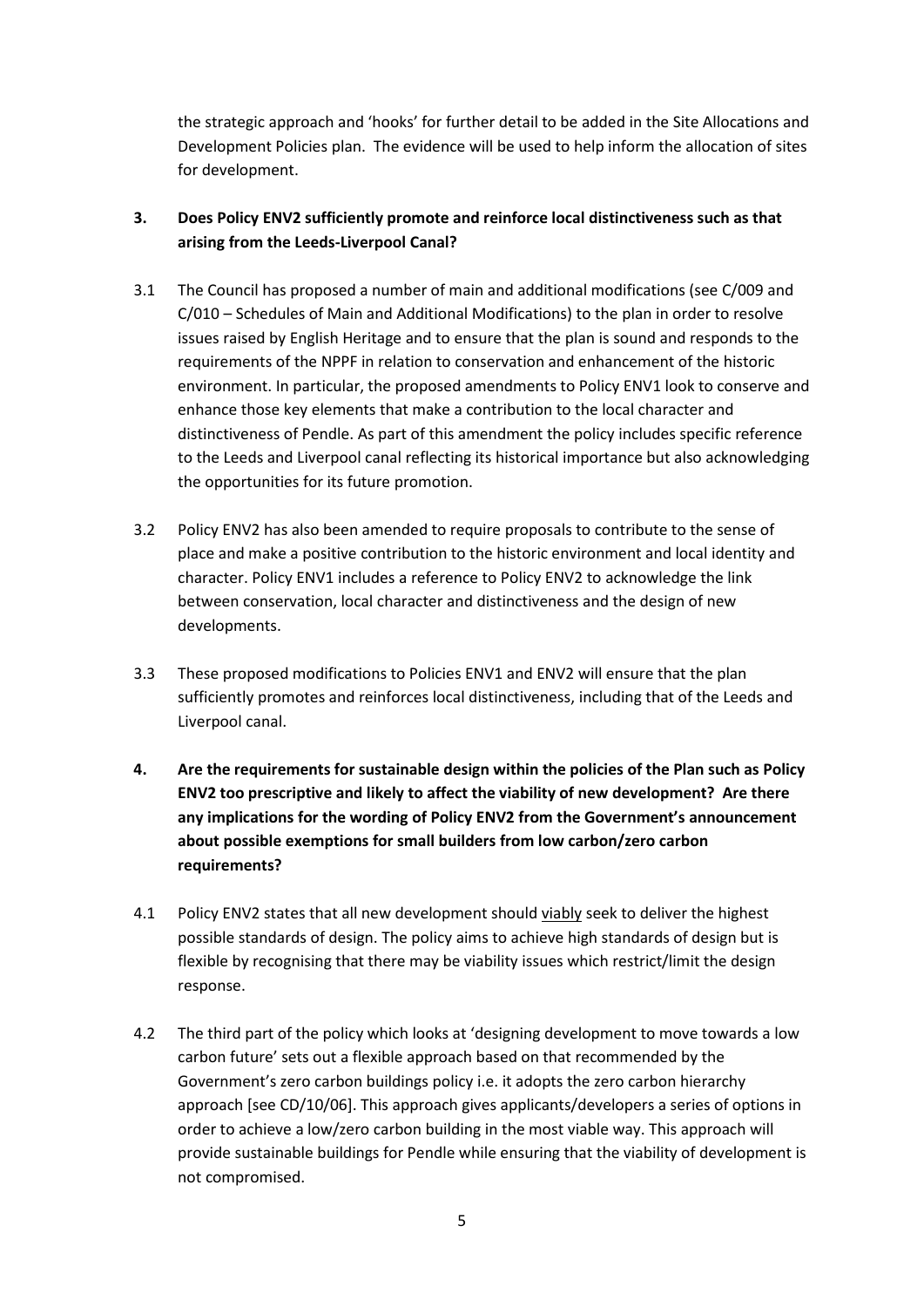the strategic approach and 'hooks' for further detail to be added in the Site Allocations and Development Policies plan. The evidence will be used to help inform the allocation of sites for development.

**3. Does Policy ENV2 sufficiently promote and reinforce local distinctiveness such as that arising from the Leeds-Liverpool Canal?**

3.1 The Council has proposed a number of main and additional modifications (see C/009 and C/010 – Schedules of Main and Additional Modifications) to the plan in order to resolve issues raised by English Heritage and to ensure that the plan is sound and responds to the requirements of the NPPF in relation to conservation and enhancement of the historic environment. In particular, the proposed amendments to Policy ENV1 look to conserve and enhance those key elements that make a contribution to the local character and distinctiveness of Pendle. As part of this amendment the policy includes specific reference to the Leeds and Liverpool canal reflecting its historical importance but also acknowledging the opportunities for its future promotion.

3.2 Policy ENV2 has also been amended to require proposals to contribute to the sense of place and make a positive contribution to the historic environment and local identity and character. Policy ENV1 includes a reference to Policy ENV2 to acknowledge the link between conservation, local character and distinctiveness and the design of new developments.

3.3 These proposed modifications to Policies ENV1 and ENV2 will ensure that the plan sufficiently promotes and reinforces local distinctiveness, including that of the Leeds and Liverpool canal.

**4. Are the requirements for sustainable design within the policies of the Plan such as Policy ENV2 too prescriptive and likely to affect the viability of new development? Are there any implications for the wording of Policy ENV2 from the Government's announcement about possible exemptions for small builders from low carbon/zero carbon requirements?**

4.1 Policy ENV2 states that all new development should <u>viably</u> seek to deliver the highest possible standards of design. The policy aims to achieve high standards of design but is flexible by recognising that there may be viability issues which restrict/limit the design response.

4.2 The third part of the policy which looks at 'designing development to move towards a low carbon future' sets out a flexible approach based on that recommended by the Government's zero carbon buildings policy i.e. it adopts the zero carbon hierarchy approach [see CD/10/06]. This approach gives applicants/developers a series of options in order to achieve a low/zero carbon building in the most viable way. This approach will provide sustainable buildings for Pendle while ensuring that the viability of development is not compromised.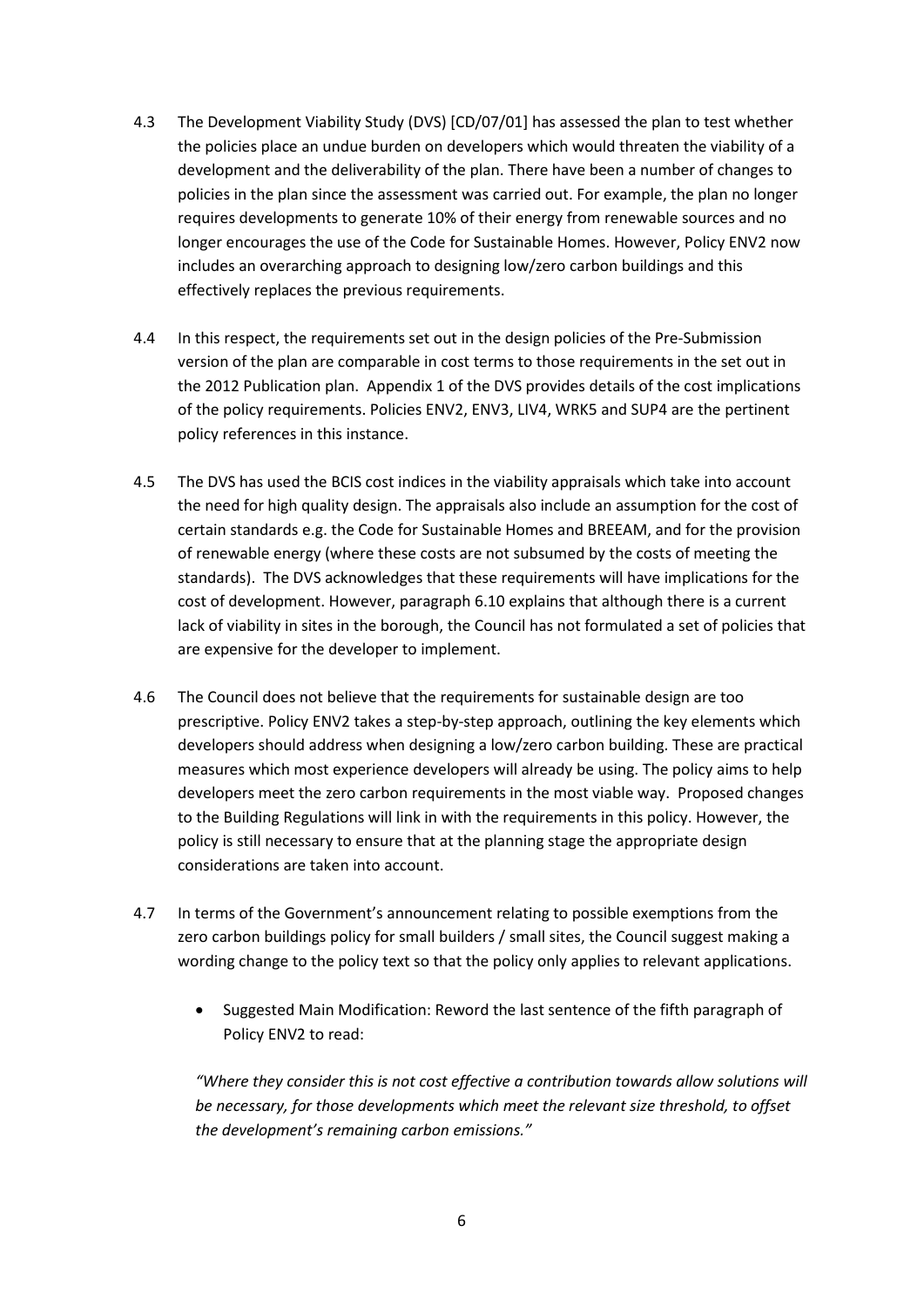4.3 The Development Viability Study (DVS) [CD/07/01] has assessed the plan to test whether the policies place an undue burden on developers which would threaten the viability of a development and the deliverability of the plan. There have been a number of changes to policies in the plan since the assessment was carried out. For example, the plan no longer requires developments to generate 10% of their energy from renewable sources and no longer encourages the use of the Code for Sustainable Homes. However, Policy ENV2 now includes an overarching approach to designing low/zero carbon buildings and this effectively replaces the previous requirements.

4.4 In this respect, the requirements set out in the design policies of the Pre-Submission version of the plan are comparable in cost terms to those requirements in the set out in the 2012 Publication plan. Appendix 1 of the DVS provides details of the cost implications of the policy requirements. Policies ENV2, ENV3, LIV4, WRK5 and SUP4 are the pertinent policy references in this instance.

4.5 The DVS has used the BCIS cost indices in the viability appraisals which take into account the need for high quality design. The appraisals also include an assumption for the cost of certain standards e.g. the Code for Sustainable Homes and BREEAM, and for the provision of renewable energy (where these costs are not subsumed by the costs of meeting the standards). The DVS acknowledges that these requirements will have implications for the cost of development. However, paragraph 6.10 explains that although there is a current lack of viability in sites in the borough, the Council has not formulated a set of policies that are expensive for the developer to implement.

4.6 The Council does not believe that the requirements for sustainable design are too prescriptive. Policy ENV2 takes a step-by-step approach, outlining the key elements which developers should address when designing a low/zero carbon building. These are practical measures which most experience developers will already be using. The policy aims to help developers meet the zero carbon requirements in the most viable way. Proposed changes to the Building Regulations will link in with the requirements in this policy. However, the policy is still necessary to ensure that at the planning stage the appropriate design considerations are taken into account.

4.7 In terms of the Government's announcement relating to possible exemptions from the zero carbon buildings policy for small builders / small sites, the Council suggest making a wording change to the policy text so that the policy only applies to relevant applications.

- Suggested Main Modification: Reword the last sentence of the fifth paragraph of Policy ENV2 to read:

*"Where they consider this is not cost effective a contribution towards allow solutions will be necessary, for those developments which meet the relevant size threshold, to offset the development's remaining carbon emissions."*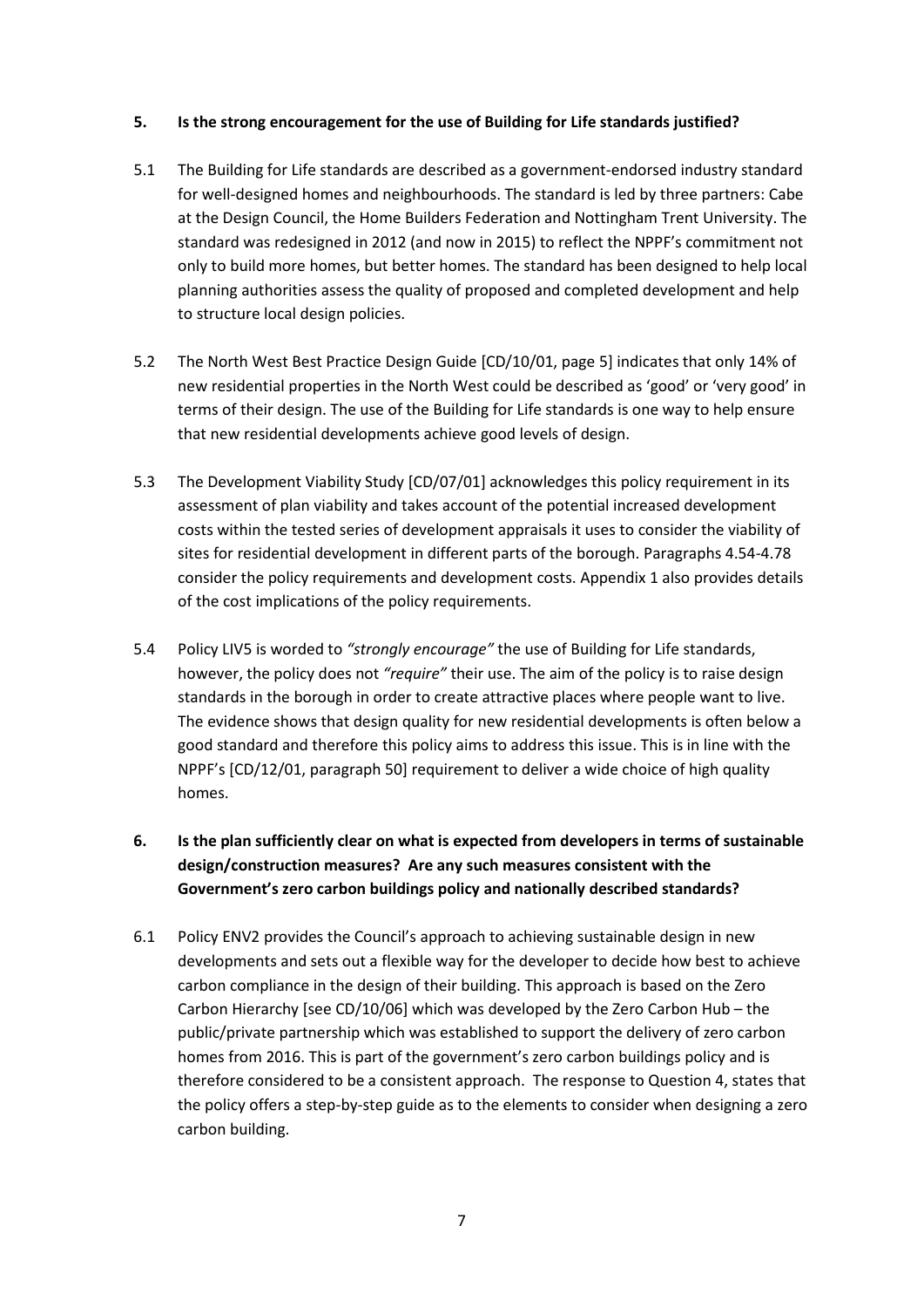**5. Is the strong encouragement for the use of Building for Life standards justified?**

5.1 The Building for Life standards are described as a government-endorsed industry standard for well-designed homes and neighbourhoods. The standard is led by three partners: Cabe at the Design Council, the Home Builders Federation and Nottingham Trent University. The standard was redesigned in 2012 (and now in 2015) to reflect the NPPF's commitment not only to build more homes, but better homes. The standard has been designed to help local planning authorities assess the quality of proposed and completed development and help to structure local design policies.

5.2 The North West Best Practice Design Guide [CD/10/01, page 5] indicates that only 14% of new residential properties in the North West could be described as 'good' or 'very good' in terms of their design. The use of the Building for Life standards is one way to help ensure that new residential developments achieve good levels of design.

5.3 The Development Viability Study [CD/07/01] acknowledges this policy requirement in its assessment of plan viability and takes account of the potential increased development costs within the tested series of development appraisals it uses to consider the viability of sites for residential development in different parts of the borough. Paragraphs 4.54-4.78 consider the policy requirements and development costs. Appendix 1 also provides details of the cost implications of the policy requirements.

5.4 Policy LIV5 is worded to *"strongly encourage"* the use of Building for Life standards, however, the policy does not *"require"* their use. The aim of the policy is to raise design standards in the borough in order to create attractive places where people want to live. The evidence shows that design quality for new residential developments is often below a good standard and therefore this policy aims to address this issue. This is in line with the NPPF's [CD/12/01, paragraph 50] requirement to deliver a wide choice of high quality homes.

**6. Is the plan sufficiently clear on what is expected from developers in terms of sustainable design/construction measures? Are any such measures consistent with the Government's zero carbon buildings policy and nationally described standards?**

6.1 Policy ENV2 provides the Council's approach to achieving sustainable design in new developments and sets out a flexible way for the developer to decide how best to achieve carbon compliance in the design of their building. This approach is based on the Zero Carbon Hierarchy [see CD/10/06] which was developed by the Zero Carbon Hub – the public/private partnership which was established to support the delivery of zero carbon homes from 2016. This is part of the government's zero carbon buildings policy and is therefore considered to be a consistent approach. The response to Question 4, states that the policy offers a step-by-step guide as to the elements to consider when designing a zero carbon building.